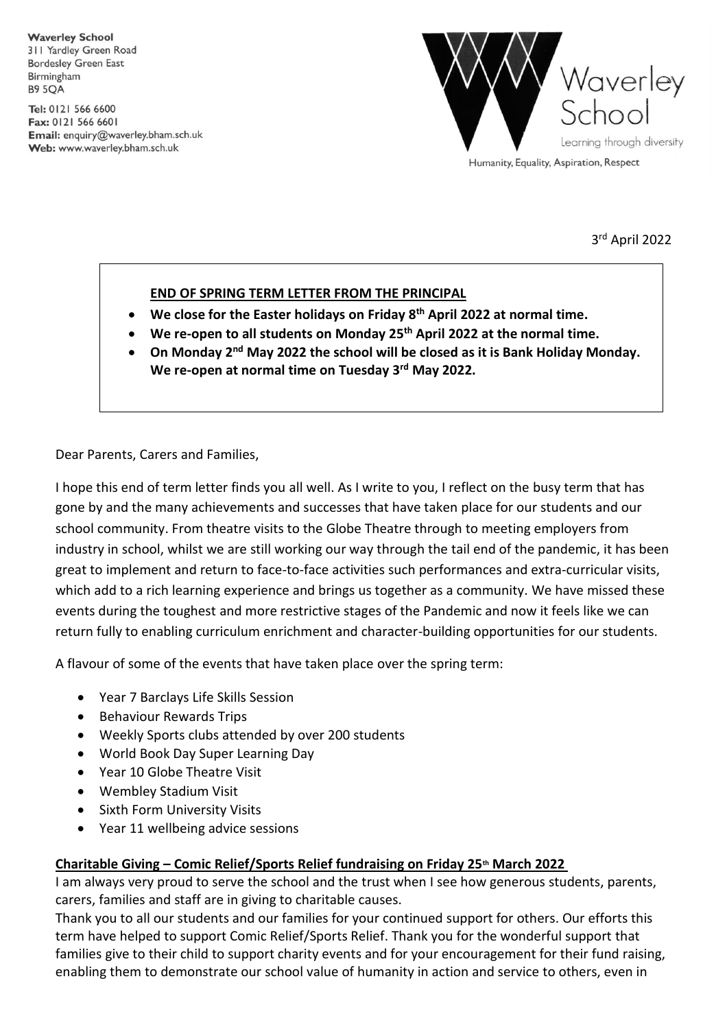**Waverley School**
311 Yardley Green Road
Bordesley Green East
Birmingham
B9 5QA

**Tel:** 0121 566 6600
**Fax:** 0121 566 6601
**Email:** enquiry@waverley.bham.sch.uk
**Web:** www.waverley.bham.sch.uk

Waverley School
Learning through diversity
Humanity, Equality, Aspiration, Respect

3rd April 2022

**END OF SPRING TERM LETTER FROM THE PRINCIPAL**

- **We close for the Easter holidays on Friday 8th April 2022 at normal time.**
- **We re-open to all students on Monday 25th April 2022 at the normal time.**
- **On Monday 2nd May 2022 the school will be closed as it is Bank Holiday Monday. We re-open at normal time on Tuesday 3rd May 2022.**

Dear Parents, Carers and Families,

I hope this end of term letter finds you all well. As I write to you, I reflect on the busy term that has gone by and the many achievements and successes that have taken place for our students and our school community. From theatre visits to the Globe Theatre through to meeting employers from industry in school, whilst we are still working our way through the tail end of the pandemic, it has been great to implement and return to face-to-face activities such performances and extra-curricular visits, which add to a rich learning experience and brings us together as a community. We have missed these events during the toughest and more restrictive stages of the Pandemic and now it feels like we can return fully to enabling curriculum enrichment and character-building opportunities for our students.

A flavour of some of the events that have taken place over the spring term:

- Year 7 Barclays Life Skills Session
- Behaviour Rewards Trips
- Weekly Sports clubs attended by over 200 students
- World Book Day Super Learning Day
- Year 10 Globe Theatre Visit
- Wembley Stadium Visit
- Sixth Form University Visits
- Year 11 wellbeing advice sessions

**Charitable Giving – Comic Relief/Sports Relief fundraising on Friday 25th March 2022**

I am always very proud to serve the school and the trust when I see how generous students, parents, carers, families and staff are in giving to charitable causes.

Thank you to all our students and our families for your continued support for others. Our efforts this term have helped to support Comic Relief/Sports Relief. Thank you for the wonderful support that families give to their child to support charity events and for your encouragement for their fund raising, enabling them to demonstrate our school value of humanity in action and service to others, even in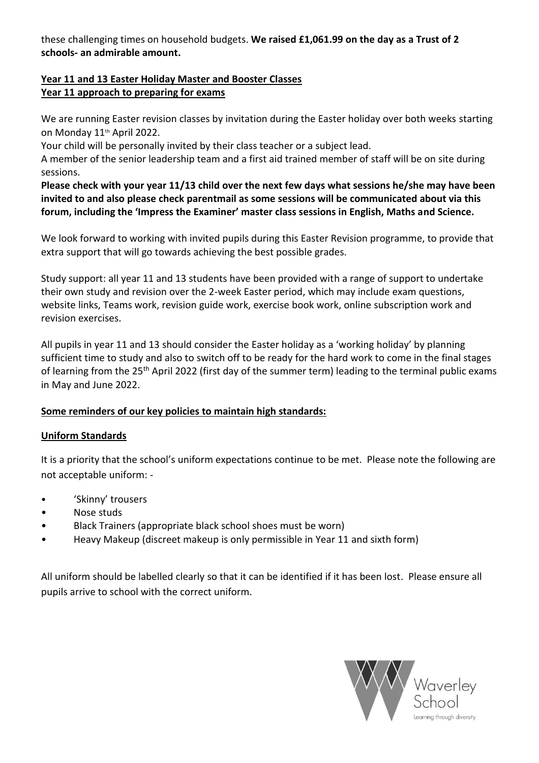these challenging times on household budgets. **We raised £1,061.99 on the day as a Trust of 2 schools- an admirable amount.**

## Year 11 and 13 Easter Holiday Master and Booster Classes
## Year 11 approach to preparing for exams

We are running Easter revision classes by invitation during the Easter holiday over both weeks starting on Monday 11th April 2022.

Your child will be personally invited by their class teacher or a subject lead.

A member of the senior leadership team and a first aid trained member of staff will be on site during sessions.

**Please check with your year 11/13 child over the next few days what sessions he/she may have been invited to and also please check parentmail as some sessions will be communicated about via this forum, including the 'Impress the Examiner' master class sessions in English, Maths and Science.**

We look forward to working with invited pupils during this Easter Revision programme, to provide that extra support that will go towards achieving the best possible grades.

Study support: all year 11 and 13 students have been provided with a range of support to undertake their own study and revision over the 2-week Easter period, which may include exam questions, website links, Teams work, revision guide work, exercise book work, online subscription work and revision exercises.

All pupils in year 11 and 13 should consider the Easter holiday as a 'working holiday' by planning sufficient time to study and also to switch off to be ready for the hard work to come in the final stages of learning from the 25th April 2022 (first day of the summer term) leading to the terminal public exams in May and June 2022.

## Some reminders of our key policies to maintain high standards:

### Uniform Standards

It is a priority that the school's uniform expectations continue to be met. Please note the following are not acceptable uniform: -

- 'Skinny' trousers
- Nose studs
- Black Trainers (appropriate black school shoes must be worn)
- Heavy Makeup (discreet makeup is only permissible in Year 11 and sixth form)

All uniform should be labelled clearly so that it can be identified if it has been lost. Please ensure all pupils arrive to school with the correct uniform.

Waverley School
Learning through diversity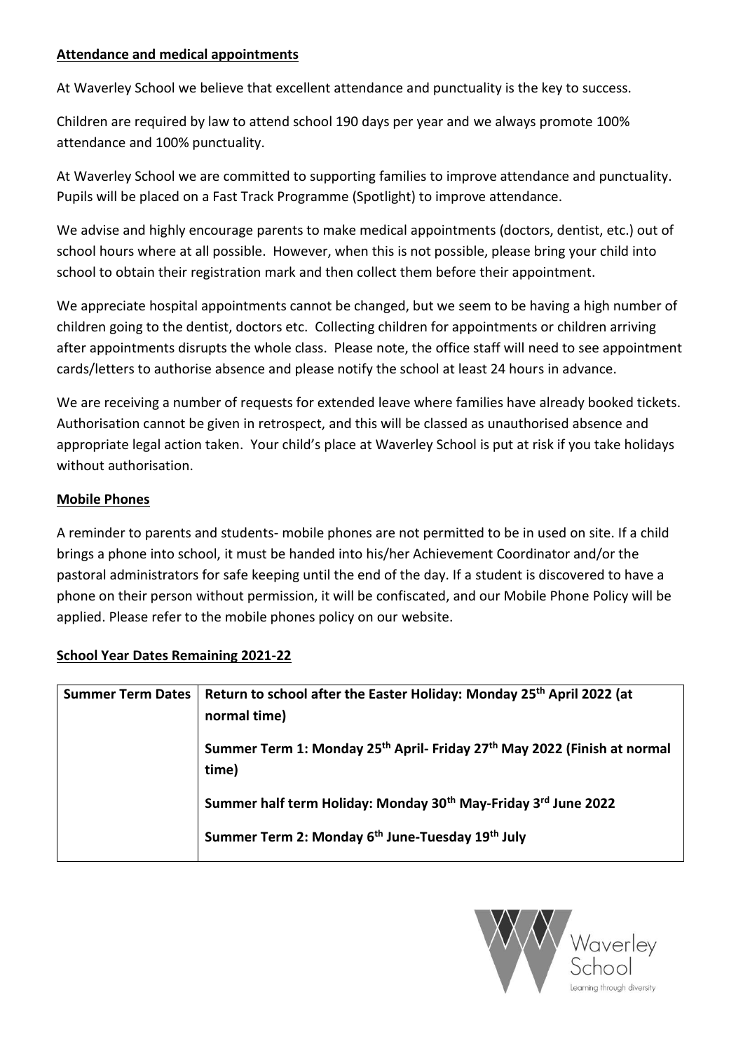## Attendance and medical appointments

At Waverley School we believe that excellent attendance and punctuality is the key to success.

Children are required by law to attend school 190 days per year and we always promote 100% attendance and 100% punctuality.

At Waverley School we are committed to supporting families to improve attendance and punctuality. Pupils will be placed on a Fast Track Programme (Spotlight) to improve attendance.

We advise and highly encourage parents to make medical appointments (doctors, dentist, etc.) out of school hours where at all possible. However, when this is not possible, please bring your child into school to obtain their registration mark and then collect them before their appointment.

We appreciate hospital appointments cannot be changed, but we seem to be having a high number of children going to the dentist, doctors etc. Collecting children for appointments or children arriving after appointments disrupts the whole class. Please note, the office staff will need to see appointment cards/letters to authorise absence and please notify the school at least 24 hours in advance.

We are receiving a number of requests for extended leave where families have already booked tickets. Authorisation cannot be given in retrospect, and this will be classed as unauthorised absence and appropriate legal action taken. Your child's place at Waverley School is put at risk if you take holidays without authorisation.

## Mobile Phones

A reminder to parents and students- mobile phones are not permitted to be in used on site. If a child brings a phone into school, it must be handed into his/her Achievement Coordinator and/or the pastoral administrators for safe keeping until the end of the day. If a student is discovered to have a phone on their person without permission, it will be confiscated, and our Mobile Phone Policy will be applied. Please refer to the mobile phones policy on our website.

## School Year Dates Remaining 2021-22

| **Summer Term Dates** | **Return to school after the Easter Holiday: Monday 25th April 2022 (at normal time)**<br><br>**Summer Term 1: Monday 25th April- Friday 27th May 2022 (Finish at normal time)**<br><br>**Summer half term Holiday: Monday 30th May-Friday 3rd June 2022**<br><br>**Summer Term 2: Monday 6th June-Tuesday 19th July** |
|---|---|

Waverley School
Learning through diversity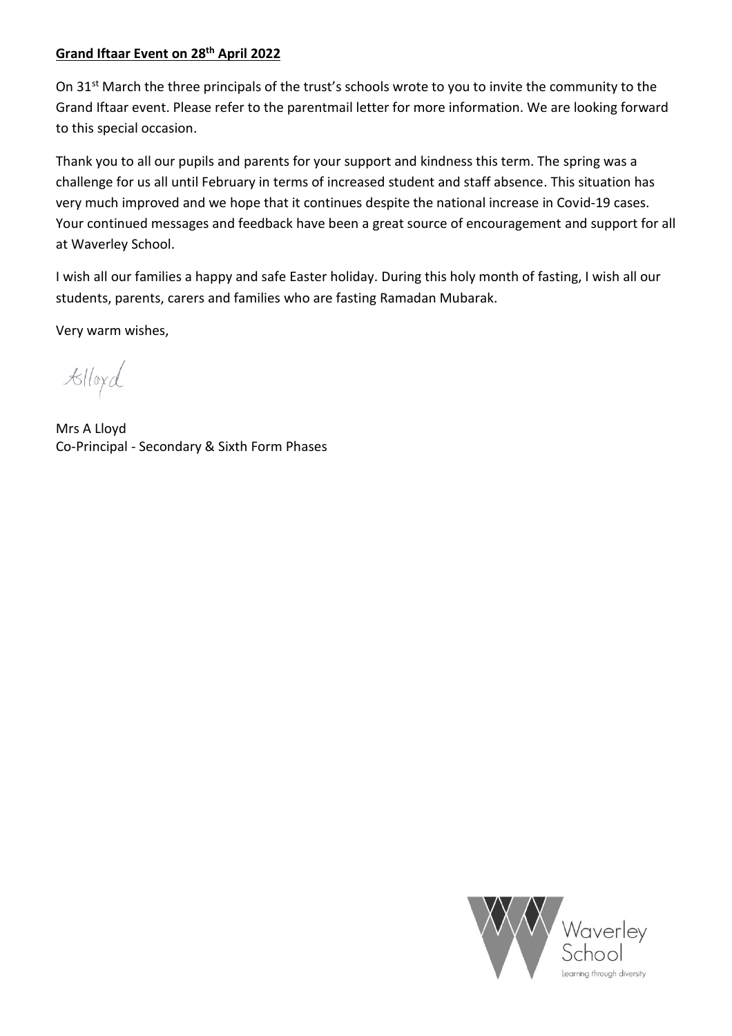**Grand Iftaar Event on 28th April 2022**

On 31st March the three principals of the trust's schools wrote to you to invite the community to the Grand Iftaar event. Please refer to the parentmail letter for more information. We are looking forward to this special occasion.

Thank you to all our pupils and parents for your support and kindness this term. The spring was a challenge for us all until February in terms of increased student and staff absence. This situation has very much improved and we hope that it continues despite the national increase in Covid-19 cases. Your continued messages and feedback have been a great source of encouragement and support for all at Waverley School.

I wish all our families a happy and safe Easter holiday. During this holy month of fasting, I wish all our students, parents, carers and families who are fasting Ramadan Mubarak.

Very warm wishes,

ALloyd

Mrs A Lloyd
Co-Principal - Secondary & Sixth Form Phases

Waverley School
Learning through diversity